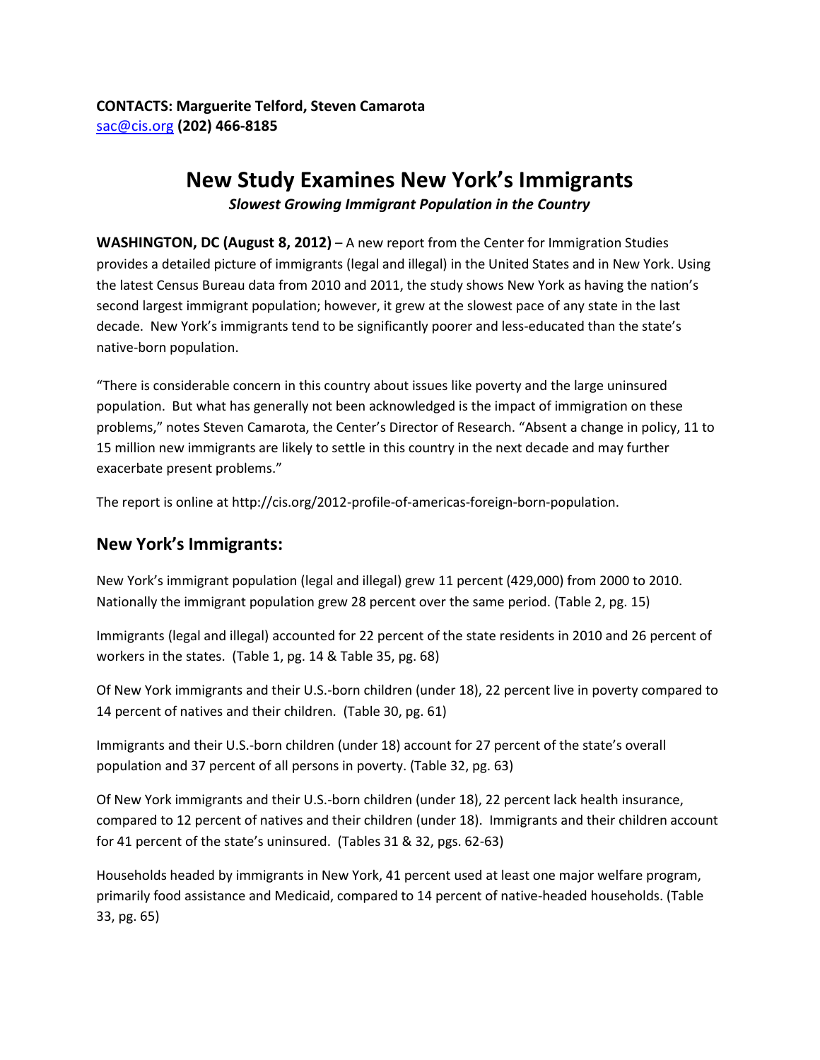**CONTACTS: Marguerite Telford, Steven Camarota**
sac@cis.org **(202) 466-8185**

# New Study Examines New York's Immigrants

***Slowest Growing Immigrant Population in the Country***

**WASHINGTON, DC (August 8, 2012)** – A new report from the Center for Immigration Studies provides a detailed picture of immigrants (legal and illegal) in the United States and in New York. Using the latest Census Bureau data from 2010 and 2011, the study shows New York as having the nation's second largest immigrant population; however, it grew at the slowest pace of any state in the last decade. New York's immigrants tend to be significantly poorer and less-educated than the state's native-born population.

"There is considerable concern in this country about issues like poverty and the large uninsured population. But what has generally not been acknowledged is the impact of immigration on these problems," notes Steven Camarota, the Center's Director of Research. "Absent a change in policy, 11 to 15 million new immigrants are likely to settle in this country in the next decade and may further exacerbate present problems."

The report is online at http://cis.org/2012-profile-of-americas-foreign-born-population.

## New York's Immigrants:

New York's immigrant population (legal and illegal) grew 11 percent (429,000) from 2000 to 2010. Nationally the immigrant population grew 28 percent over the same period. (Table 2, pg. 15)

Immigrants (legal and illegal) accounted for 22 percent of the state residents in 2010 and 26 percent of workers in the states. (Table 1, pg. 14 & Table 35, pg. 68)

Of New York immigrants and their U.S.-born children (under 18), 22 percent live in poverty compared to 14 percent of natives and their children. (Table 30, pg. 61)

Immigrants and their U.S.-born children (under 18) account for 27 percent of the state's overall population and 37 percent of all persons in poverty. (Table 32, pg. 63)

Of New York immigrants and their U.S.-born children (under 18), 22 percent lack health insurance, compared to 12 percent of natives and their children (under 18). Immigrants and their children account for 41 percent of the state's uninsured. (Tables 31 & 32, pgs. 62-63)

Households headed by immigrants in New York, 41 percent used at least one major welfare program, primarily food assistance and Medicaid, compared to 14 percent of native-headed households. (Table 33, pg. 65)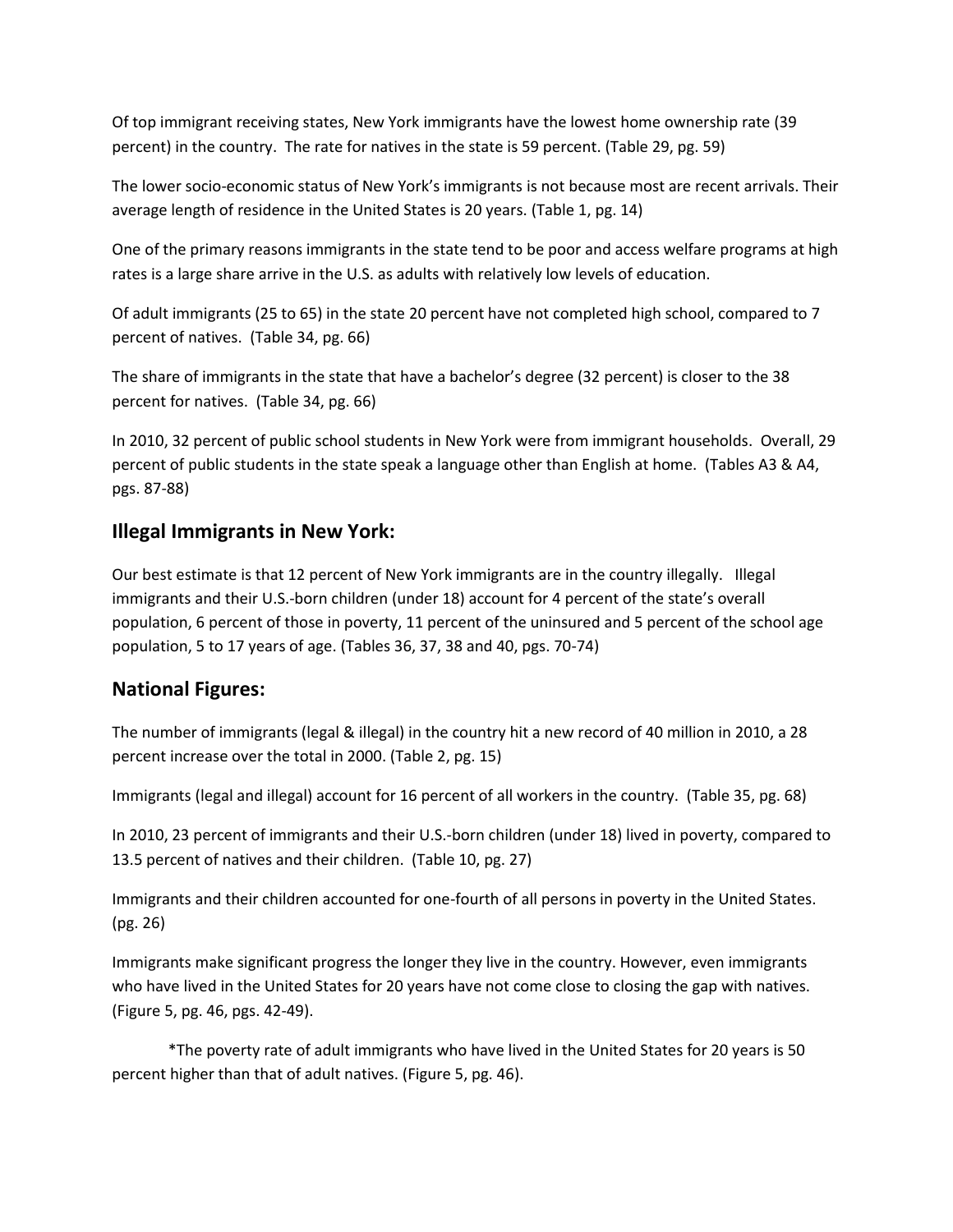Of top immigrant receiving states, New York immigrants have the lowest home ownership rate (39 percent) in the country. The rate for natives in the state is 59 percent. (Table 29, pg. 59)

The lower socio-economic status of New York's immigrants is not because most are recent arrivals. Their average length of residence in the United States is 20 years. (Table 1, pg. 14)

One of the primary reasons immigrants in the state tend to be poor and access welfare programs at high rates is a large share arrive in the U.S. as adults with relatively low levels of education.

Of adult immigrants (25 to 65) in the state 20 percent have not completed high school, compared to 7 percent of natives. (Table 34, pg. 66)

The share of immigrants in the state that have a bachelor's degree (32 percent) is closer to the 38 percent for natives. (Table 34, pg. 66)

In 2010, 32 percent of public school students in New York were from immigrant households. Overall, 29 percent of public students in the state speak a language other than English at home. (Tables A3 & A4, pgs. 87-88)

## Illegal Immigrants in New York:

Our best estimate is that 12 percent of New York immigrants are in the country illegally. Illegal immigrants and their U.S.-born children (under 18) account for 4 percent of the state's overall population, 6 percent of those in poverty, 11 percent of the uninsured and 5 percent of the school age population, 5 to 17 years of age. (Tables 36, 37, 38 and 40, pgs. 70-74)

## National Figures:

The number of immigrants (legal & illegal) in the country hit a new record of 40 million in 2010, a 28 percent increase over the total in 2000. (Table 2, pg. 15)

Immigrants (legal and illegal) account for 16 percent of all workers in the country. (Table 35, pg. 68)

In 2010, 23 percent of immigrants and their U.S.-born children (under 18) lived in poverty, compared to 13.5 percent of natives and their children. (Table 10, pg. 27)

Immigrants and their children accounted for one-fourth of all persons in poverty in the United States. (pg. 26)

Immigrants make significant progress the longer they live in the country. However, even immigrants who have lived in the United States for 20 years have not come close to closing the gap with natives. (Figure 5, pg. 46, pgs. 42-49).

*The poverty rate of adult immigrants who have lived in the United States for 20 years is 50 percent higher than that of adult natives. (Figure 5, pg. 46).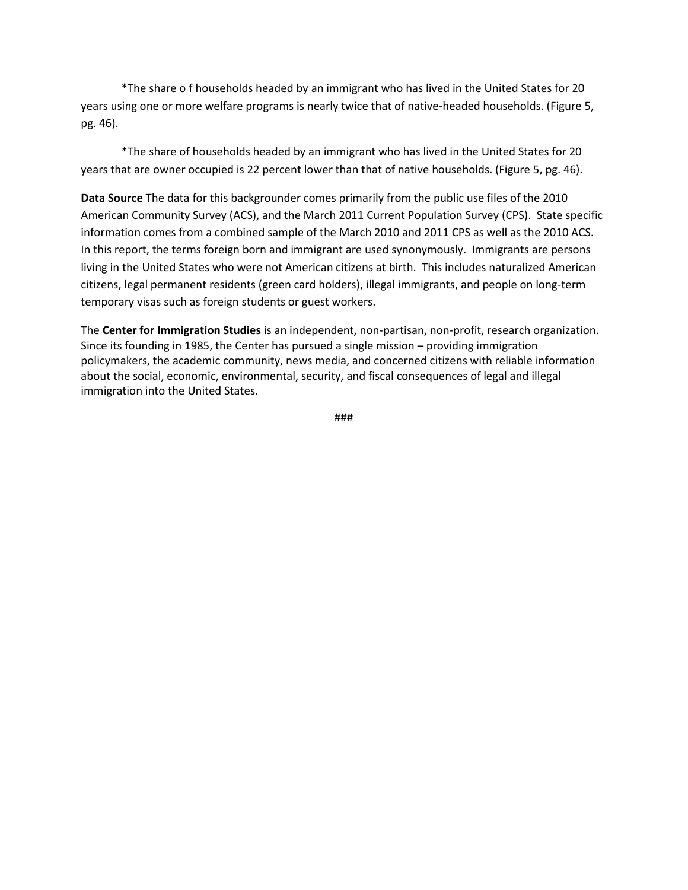*The share o f households headed by an immigrant who has lived in the United States for 20 years using one or more welfare programs is nearly twice that of native-headed households. (Figure 5, pg. 46).

*The share of households headed by an immigrant who has lived in the United States for 20 years that are owner occupied is 22 percent lower than that of native households. (Figure 5, pg. 46).

**Data Source** The data for this backgrounder comes primarily from the public use files of the 2010 American Community Survey (ACS), and the March 2011 Current Population Survey (CPS). State specific information comes from a combined sample of the March 2010 and 2011 CPS as well as the 2010 ACS. In this report, the terms foreign born and immigrant are used synonymously. Immigrants are persons living in the United States who were not American citizens at birth. This includes naturalized American citizens, legal permanent residents (green card holders), illegal immigrants, and people on long-term temporary visas such as foreign students or guest workers.

The **Center for Immigration Studies** is an independent, non-partisan, non-profit, research organization. Since its founding in 1985, the Center has pursued a single mission – providing immigration policymakers, the academic community, news media, and concerned citizens with reliable information about the social, economic, environmental, security, and fiscal consequences of legal and illegal immigration into the United States.

###